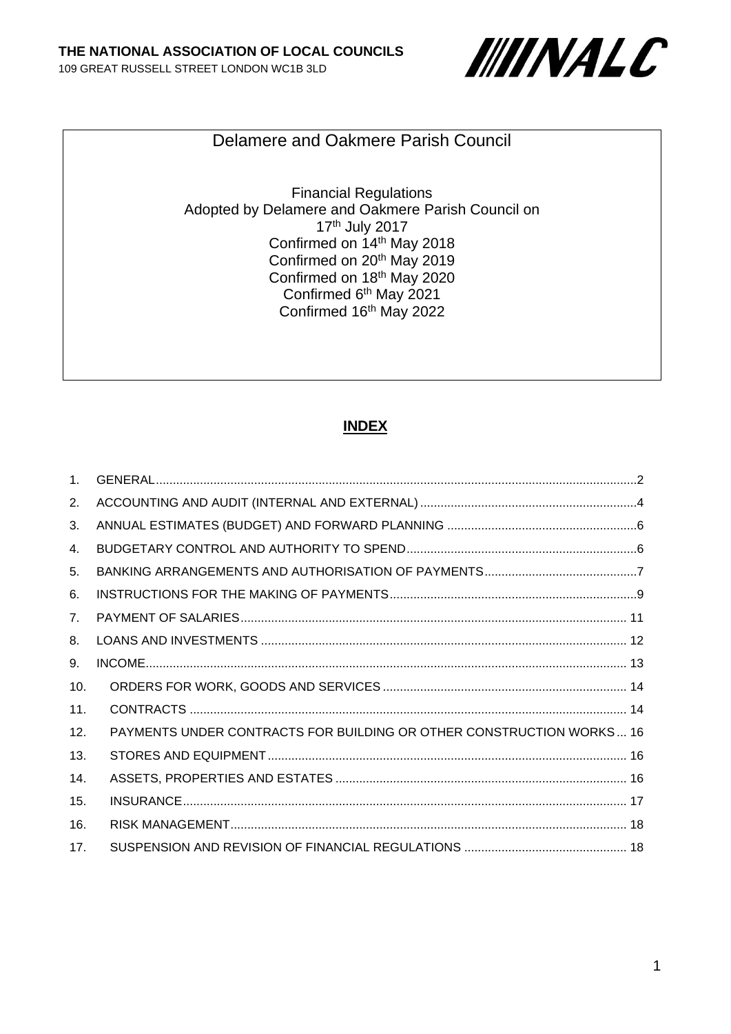**THE NATIONAL ASSOCIATION OF LOCAL COUNCILS**
109 GREAT RUSSELL STREET LONDON WC1B 3LD

NALC

# Delamere and Oakmere Parish Council

Financial Regulations
Adopted by Delamere and Oakmere Parish Council on
17th July 2017
Confirmed on 14th May 2018
Confirmed on 20th May 2019
Confirmed on 18th May 2020
Confirmed 6th May 2021
Confirmed 16th May 2022

## INDEX

1. GENERAL .......... 2
2. ACCOUNTING AND AUDIT (INTERNAL AND EXTERNAL) .......... 4
3. ANNUAL ESTIMATES (BUDGET) AND FORWARD PLANNING .......... 6
4. BUDGETARY CONTROL AND AUTHORITY TO SPEND .......... 6
5. BANKING ARRANGEMENTS AND AUTHORISATION OF PAYMENTS .......... 7
6. INSTRUCTIONS FOR THE MAKING OF PAYMENTS .......... 9
7. PAYMENT OF SALARIES .......... 11
8. LOANS AND INVESTMENTS .......... 12
9. INCOME .......... 13
10. ORDERS FOR WORK, GOODS AND SERVICES .......... 14
11. CONTRACTS .......... 14
12. PAYMENTS UNDER CONTRACTS FOR BUILDING OR OTHER CONSTRUCTION WORKS .......... 16
13. STORES AND EQUIPMENT .......... 16
14. ASSETS, PROPERTIES AND ESTATES .......... 16
15. INSURANCE .......... 17
16. RISK MANAGEMENT .......... 18
17. SUSPENSION AND REVISION OF FINANCIAL REGULATIONS .......... 18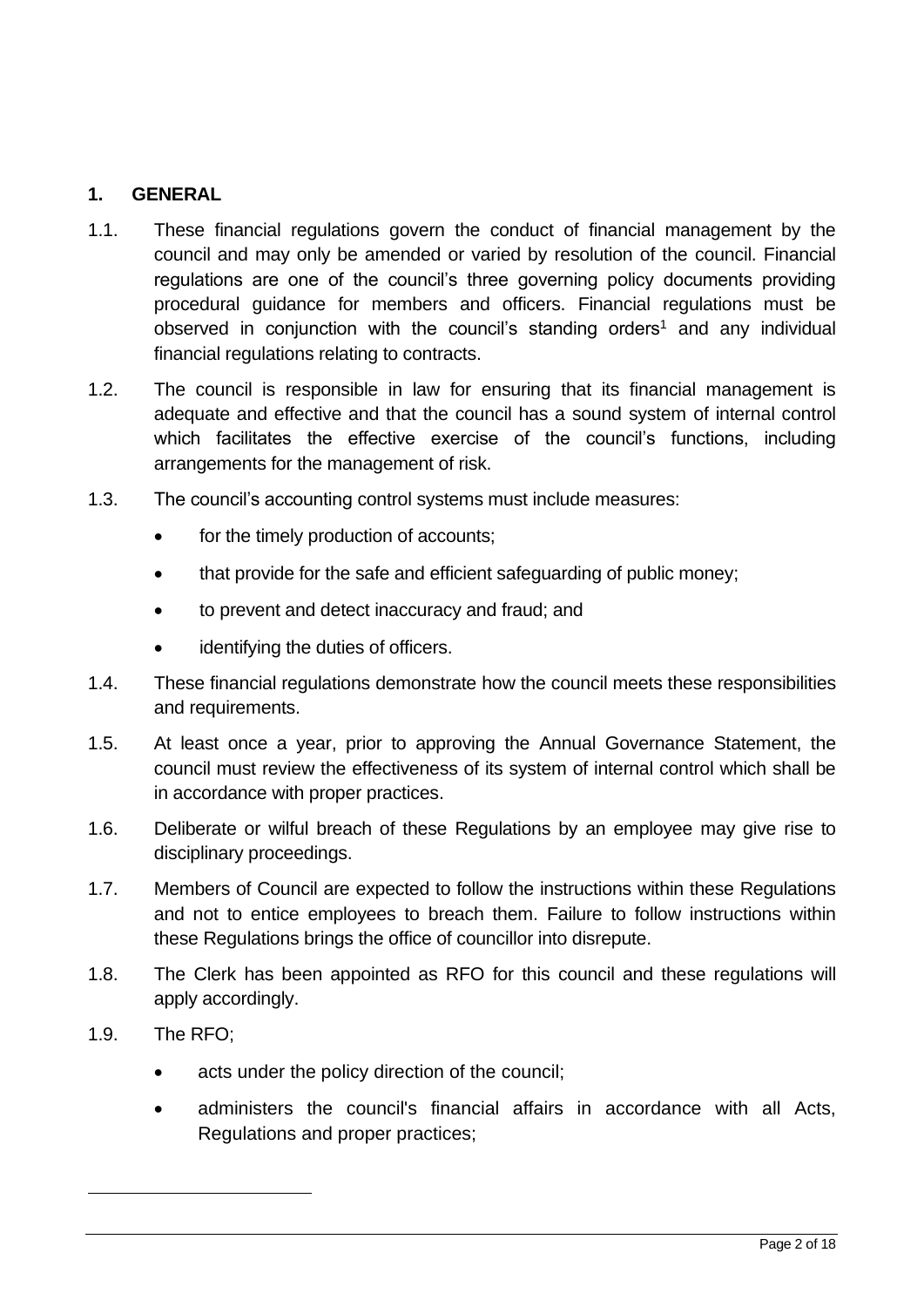## 1. GENERAL

1.1. These financial regulations govern the conduct of financial management by the council and may only be amended or varied by resolution of the council. Financial regulations are one of the council's three governing policy documents providing procedural guidance for members and officers. Financial regulations must be observed in conjunction with the council's standing orders[1] and any individual financial regulations relating to contracts.

1.2. The council is responsible in law for ensuring that its financial management is adequate and effective and that the council has a sound system of internal control which facilitates the effective exercise of the council's functions, including arrangements for the management of risk.

1.3. The council's accounting control systems must include measures:

- for the timely production of accounts;
- that provide for the safe and efficient safeguarding of public money;
- to prevent and detect inaccuracy and fraud; and
- identifying the duties of officers.

1.4. These financial regulations demonstrate how the council meets these responsibilities and requirements.

1.5. At least once a year, prior to approving the Annual Governance Statement, the council must review the effectiveness of its system of internal control which shall be in accordance with proper practices.

1.6. Deliberate or wilful breach of these Regulations by an employee may give rise to disciplinary proceedings.

1.7. Members of Council are expected to follow the instructions within these Regulations and not to entice employees to breach them. Failure to follow instructions within these Regulations brings the office of councillor into disrepute.

1.8. The Clerk has been appointed as RFO for this council and these regulations will apply accordingly.

1.9. The RFO;

- acts under the policy direction of the council;
- administers the council's financial affairs in accordance with all Acts, Regulations and proper practices;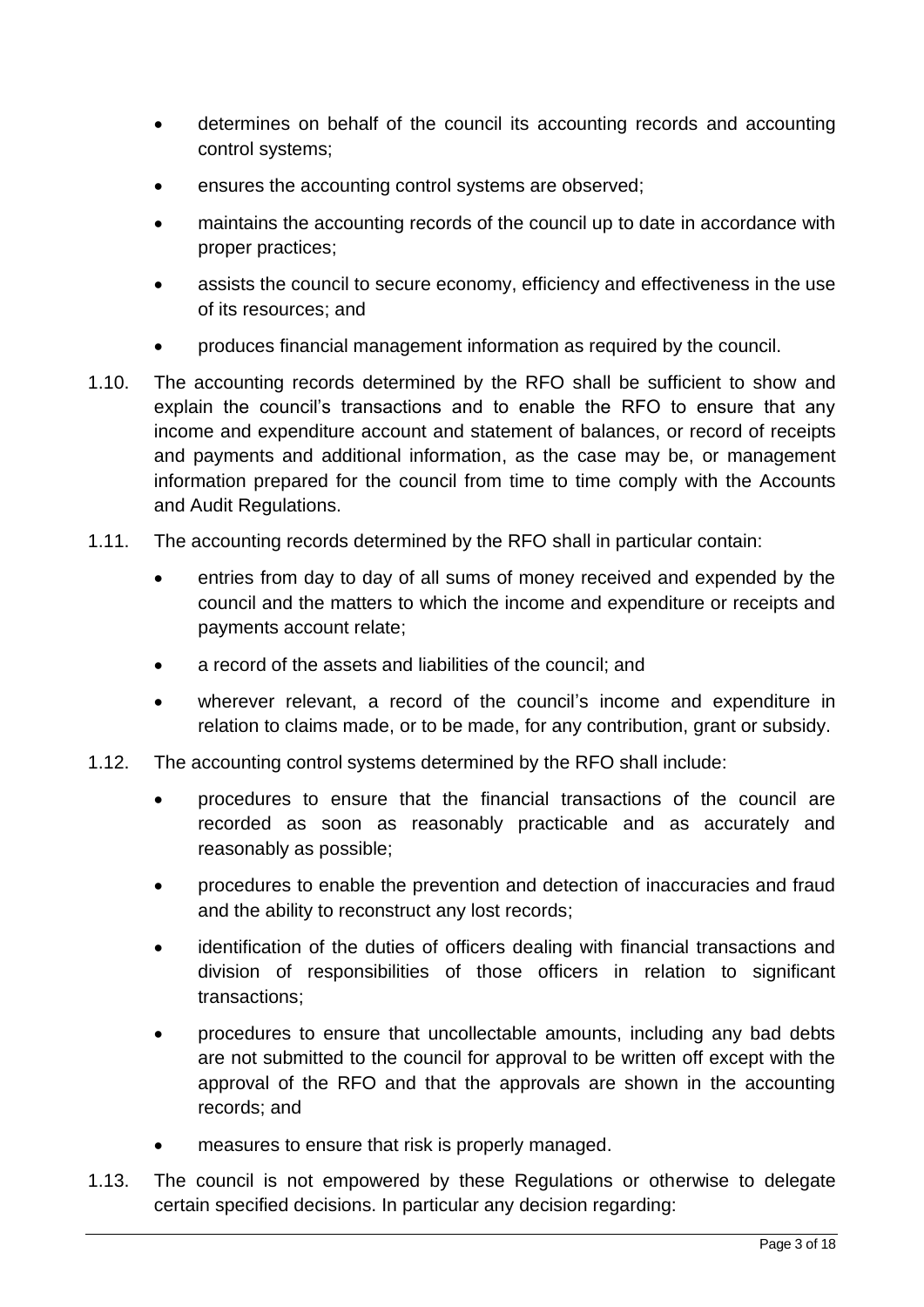- determines on behalf of the council its accounting records and accounting control systems;
- ensures the accounting control systems are observed;
- maintains the accounting records of the council up to date in accordance with proper practices;
- assists the council to secure economy, efficiency and effectiveness in the use of its resources; and
- produces financial management information as required by the council.

1.10. The accounting records determined by the RFO shall be sufficient to show and explain the council's transactions and to enable the RFO to ensure that any income and expenditure account and statement of balances, or record of receipts and payments and additional information, as the case may be, or management information prepared for the council from time to time comply with the Accounts and Audit Regulations.

1.11. The accounting records determined by the RFO shall in particular contain:

- entries from day to day of all sums of money received and expended by the council and the matters to which the income and expenditure or receipts and payments account relate;
- a record of the assets and liabilities of the council; and
- wherever relevant, a record of the council's income and expenditure in relation to claims made, or to be made, for any contribution, grant or subsidy.

1.12. The accounting control systems determined by the RFO shall include:

- procedures to ensure that the financial transactions of the council are recorded as soon as reasonably practicable and as accurately and reasonably as possible;
- procedures to enable the prevention and detection of inaccuracies and fraud and the ability to reconstruct any lost records;
- identification of the duties of officers dealing with financial transactions and division of responsibilities of those officers in relation to significant transactions;
- procedures to ensure that uncollectable amounts, including any bad debts are not submitted to the council for approval to be written off except with the approval of the RFO and that the approvals are shown in the accounting records; and
- measures to ensure that risk is properly managed.

1.13. The council is not empowered by these Regulations or otherwise to delegate certain specified decisions. In particular any decision regarding: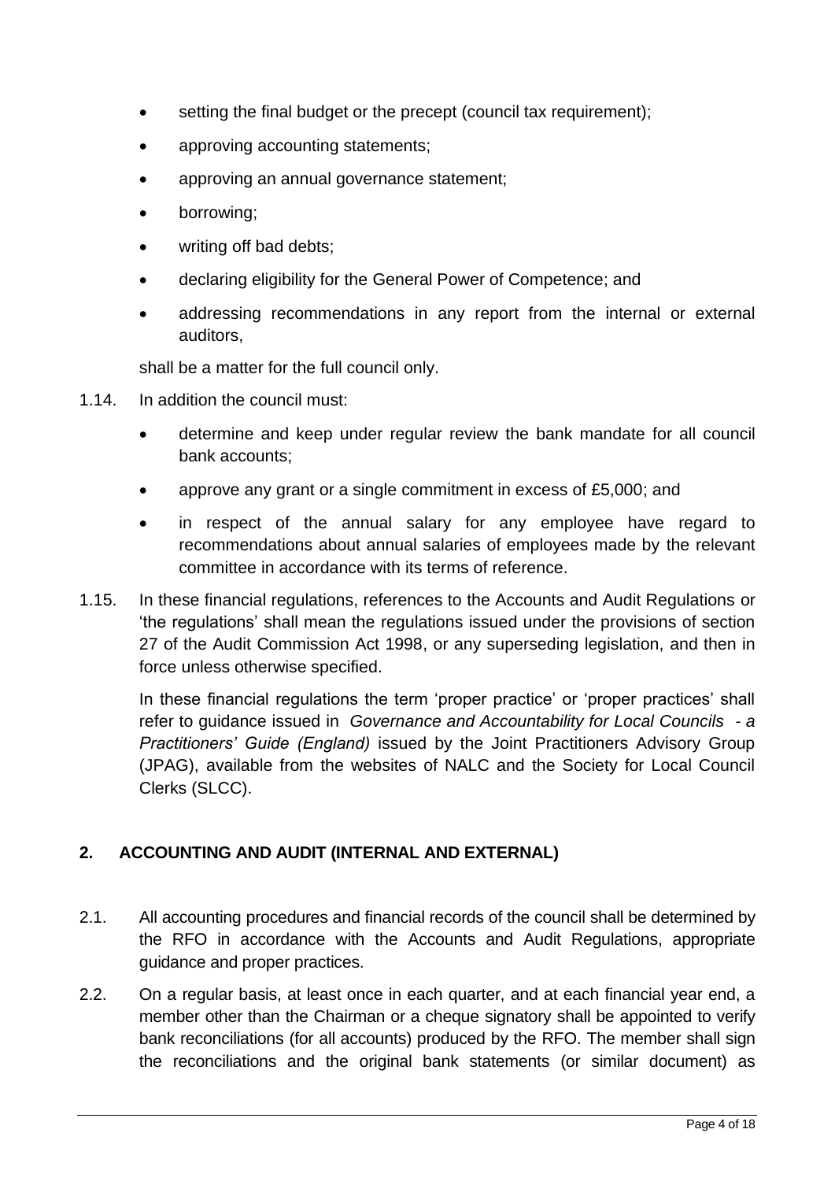- setting the final budget or the precept (council tax requirement);
- approving accounting statements;
- approving an annual governance statement;
- borrowing;
- writing off bad debts;
- declaring eligibility for the General Power of Competence; and
- addressing recommendations in any report from the internal or external auditors,

shall be a matter for the full council only.

1.14. In addition the council must:

- determine and keep under regular review the bank mandate for all council bank accounts;
- approve any grant or a single commitment in excess of £5,000; and
- in respect of the annual salary for any employee have regard to recommendations about annual salaries of employees made by the relevant committee in accordance with its terms of reference.

1.15. In these financial regulations, references to the Accounts and Audit Regulations or 'the regulations' shall mean the regulations issued under the provisions of section 27 of the Audit Commission Act 1998, or any superseding legislation, and then in force unless otherwise specified.

In these financial regulations the term 'proper practice' or 'proper practices' shall refer to guidance issued in *Governance and Accountability for Local Councils - a Practitioners' Guide (England)* issued by the Joint Practitioners Advisory Group (JPAG), available from the websites of NALC and the Society for Local Council Clerks (SLCC).

## 2. ACCOUNTING AND AUDIT (INTERNAL AND EXTERNAL)

2.1. All accounting procedures and financial records of the council shall be determined by the RFO in accordance with the Accounts and Audit Regulations, appropriate guidance and proper practices.

2.2. On a regular basis, at least once in each quarter, and at each financial year end, a member other than the Chairman or a cheque signatory shall be appointed to verify bank reconciliations (for all accounts) produced by the RFO. The member shall sign the reconciliations and the original bank statements (or similar document) as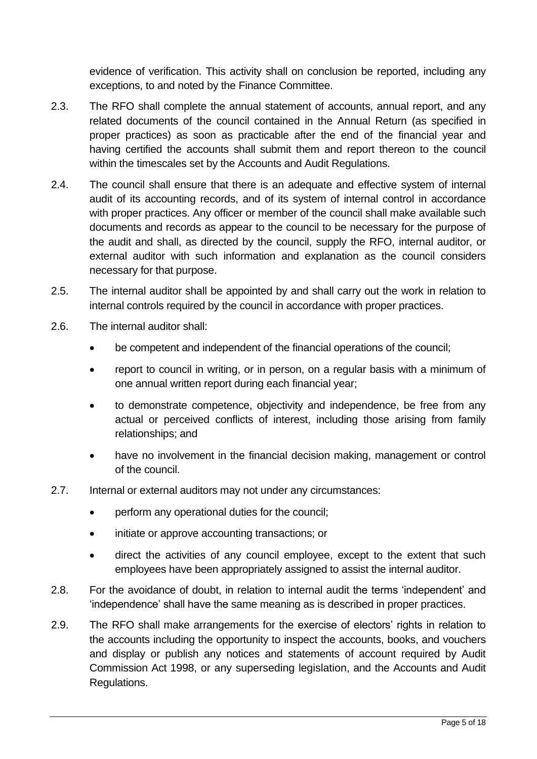evidence of verification. This activity shall on conclusion be reported, including any exceptions, to and noted by the Finance Committee.

2.3. The RFO shall complete the annual statement of accounts, annual report, and any related documents of the council contained in the Annual Return (as specified in proper practices) as soon as practicable after the end of the financial year and having certified the accounts shall submit them and report thereon to the council within the timescales set by the Accounts and Audit Regulations.

2.4. The council shall ensure that there is an adequate and effective system of internal audit of its accounting records, and of its system of internal control in accordance with proper practices. Any officer or member of the council shall make available such documents and records as appear to the council to be necessary for the purpose of the audit and shall, as directed by the council, supply the RFO, internal auditor, or external auditor with such information and explanation as the council considers necessary for that purpose.

2.5. The internal auditor shall be appointed by and shall carry out the work in relation to internal controls required by the council in accordance with proper practices.

2.6. The internal auditor shall:

- be competent and independent of the financial operations of the council;
- report to council in writing, or in person, on a regular basis with a minimum of one annual written report during each financial year;
- to demonstrate competence, objectivity and independence, be free from any actual or perceived conflicts of interest, including those arising from family relationships; and
- have no involvement in the financial decision making, management or control of the council.

2.7. Internal or external auditors may not under any circumstances:

- perform any operational duties for the council;
- initiate or approve accounting transactions; or
- direct the activities of any council employee, except to the extent that such employees have been appropriately assigned to assist the internal auditor.

2.8. For the avoidance of doubt, in relation to internal audit the terms 'independent' and 'independence' shall have the same meaning as is described in proper practices.

2.9. The RFO shall make arrangements for the exercise of electors' rights in relation to the accounts including the opportunity to inspect the accounts, books, and vouchers and display or publish any notices and statements of account required by Audit Commission Act 1998, or any superseding legislation, and the Accounts and Audit Regulations.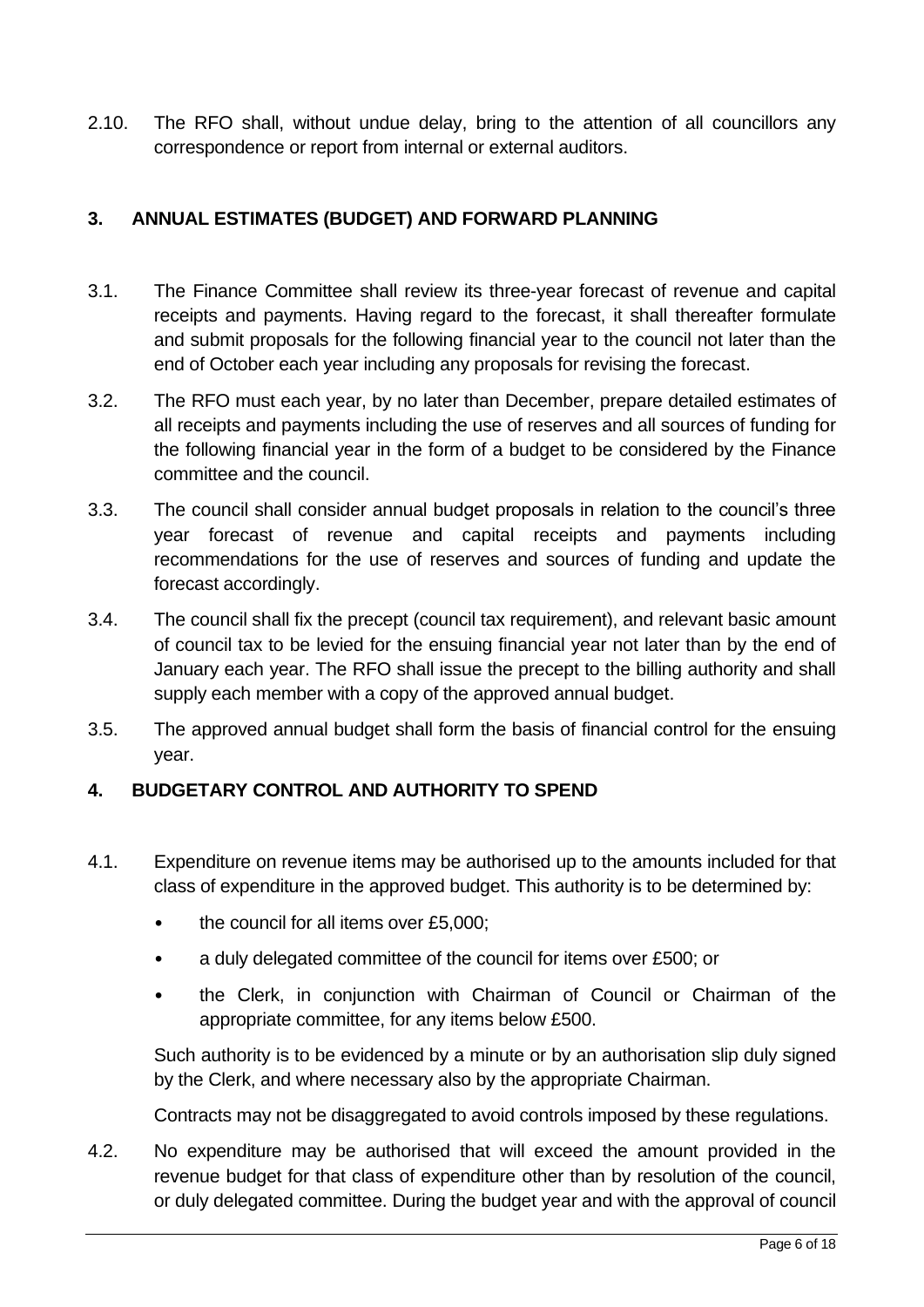2.10. The RFO shall, without undue delay, bring to the attention of all councillors any correspondence or report from internal or external auditors.

## 3. ANNUAL ESTIMATES (BUDGET) AND FORWARD PLANNING

3.1. The Finance Committee shall review its three-year forecast of revenue and capital receipts and payments. Having regard to the forecast, it shall thereafter formulate and submit proposals for the following financial year to the council not later than the end of October each year including any proposals for revising the forecast.

3.2. The RFO must each year, by no later than December, prepare detailed estimates of all receipts and payments including the use of reserves and all sources of funding for the following financial year in the form of a budget to be considered by the Finance committee and the council.

3.3. The council shall consider annual budget proposals in relation to the council's three year forecast of revenue and capital receipts and payments including recommendations for the use of reserves and sources of funding and update the forecast accordingly.

3.4. The council shall fix the precept (council tax requirement), and relevant basic amount of council tax to be levied for the ensuing financial year not later than by the end of January each year. The RFO shall issue the precept to the billing authority and shall supply each member with a copy of the approved annual budget.

3.5. The approved annual budget shall form the basis of financial control for the ensuing year.

## 4. BUDGETARY CONTROL AND AUTHORITY TO SPEND

4.1. Expenditure on revenue items may be authorised up to the amounts included for that class of expenditure in the approved budget. This authority is to be determined by:

- the council for all items over £5,000;
- a duly delegated committee of the council for items over £500; or
- the Clerk, in conjunction with Chairman of Council or Chairman of the appropriate committee, for any items below £500.

Such authority is to be evidenced by a minute or by an authorisation slip duly signed by the Clerk, and where necessary also by the appropriate Chairman.

Contracts may not be disaggregated to avoid controls imposed by these regulations.

4.2. No expenditure may be authorised that will exceed the amount provided in the revenue budget for that class of expenditure other than by resolution of the council, or duly delegated committee. During the budget year and with the approval of council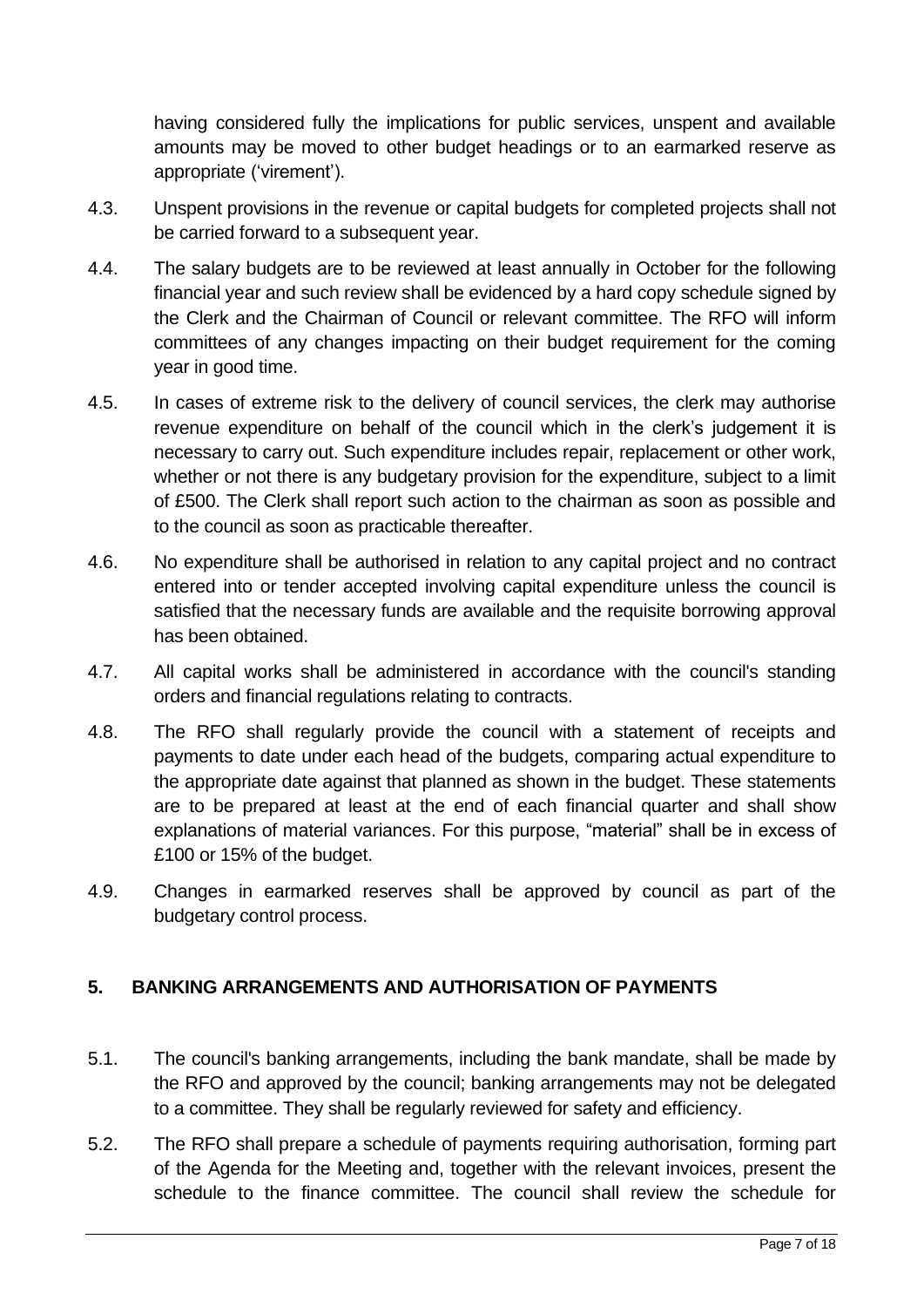having considered fully the implications for public services, unspent and available amounts may be moved to other budget headings or to an earmarked reserve as appropriate ('virement').

4.3. Unspent provisions in the revenue or capital budgets for completed projects shall not be carried forward to a subsequent year.

4.4. The salary budgets are to be reviewed at least annually in October for the following financial year and such review shall be evidenced by a hard copy schedule signed by the Clerk and the Chairman of Council or relevant committee. The RFO will inform committees of any changes impacting on their budget requirement for the coming year in good time.

4.5. In cases of extreme risk to the delivery of council services, the clerk may authorise revenue expenditure on behalf of the council which in the clerk's judgement it is necessary to carry out. Such expenditure includes repair, replacement or other work, whether or not there is any budgetary provision for the expenditure, subject to a limit of £500. The Clerk shall report such action to the chairman as soon as possible and to the council as soon as practicable thereafter.

4.6. No expenditure shall be authorised in relation to any capital project and no contract entered into or tender accepted involving capital expenditure unless the council is satisfied that the necessary funds are available and the requisite borrowing approval has been obtained.

4.7. All capital works shall be administered in accordance with the council's standing orders and financial regulations relating to contracts.

4.8. The RFO shall regularly provide the council with a statement of receipts and payments to date under each head of the budgets, comparing actual expenditure to the appropriate date against that planned as shown in the budget. These statements are to be prepared at least at the end of each financial quarter and shall show explanations of material variances. For this purpose, "material" shall be in excess of £100 or 15% of the budget.

4.9. Changes in earmarked reserves shall be approved by council as part of the budgetary control process.

## 5. BANKING ARRANGEMENTS AND AUTHORISATION OF PAYMENTS

5.1. The council's banking arrangements, including the bank mandate, shall be made by the RFO and approved by the council; banking arrangements may not be delegated to a committee. They shall be regularly reviewed for safety and efficiency.

5.2. The RFO shall prepare a schedule of payments requiring authorisation, forming part of the Agenda for the Meeting and, together with the relevant invoices, present the schedule to the finance committee. The council shall review the schedule for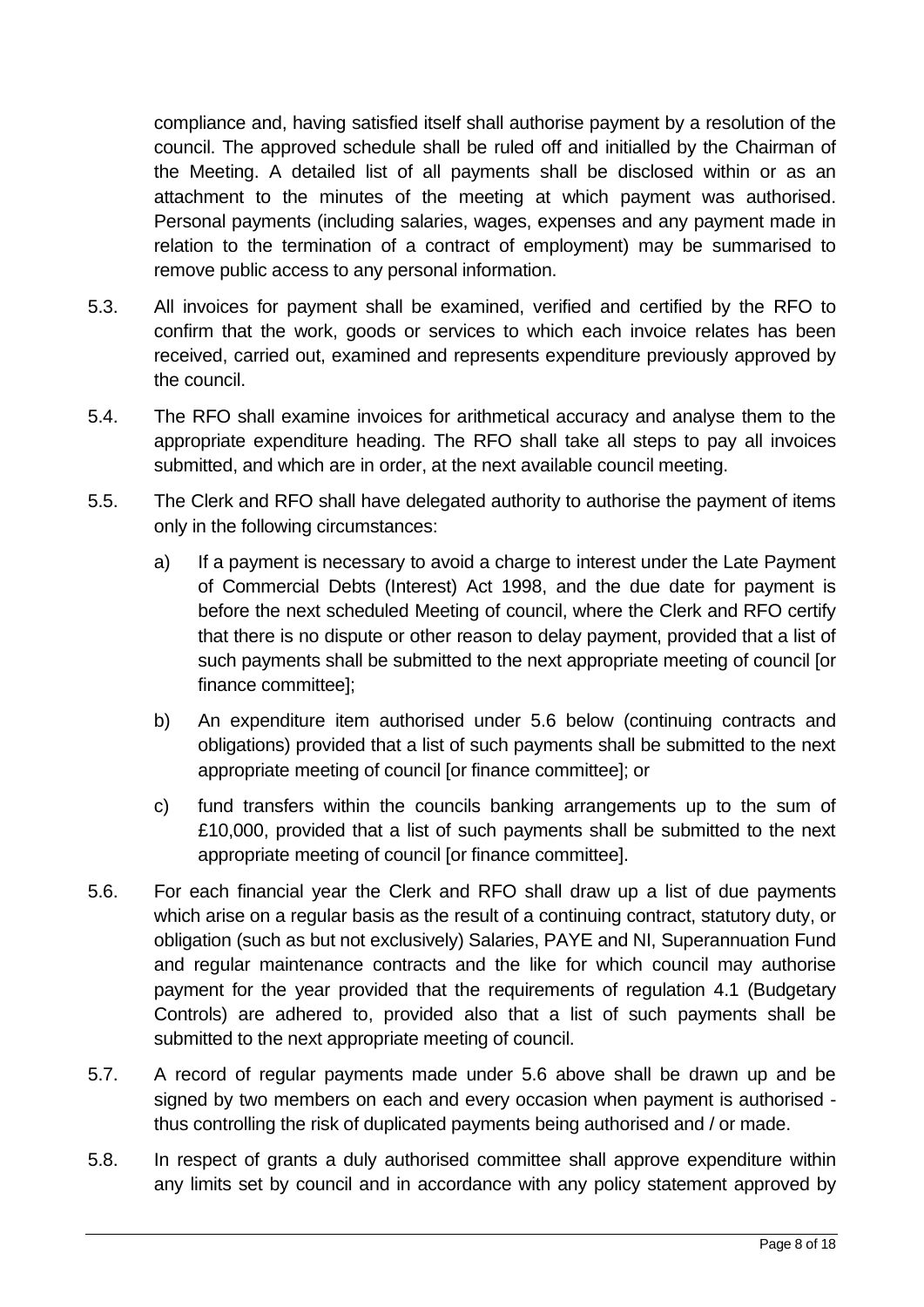compliance and, having satisfied itself shall authorise payment by a resolution of the council. The approved schedule shall be ruled off and initialled by the Chairman of the Meeting. A detailed list of all payments shall be disclosed within or as an attachment to the minutes of the meeting at which payment was authorised. Personal payments (including salaries, wages, expenses and any payment made in relation to the termination of a contract of employment) may be summarised to remove public access to any personal information.

5.3. All invoices for payment shall be examined, verified and certified by the RFO to confirm that the work, goods or services to which each invoice relates has been received, carried out, examined and represents expenditure previously approved by the council.

5.4. The RFO shall examine invoices for arithmetical accuracy and analyse them to the appropriate expenditure heading. The RFO shall take all steps to pay all invoices submitted, and which are in order, at the next available council meeting.

5.5. The Clerk and RFO shall have delegated authority to authorise the payment of items only in the following circumstances:

a) If a payment is necessary to avoid a charge to interest under the Late Payment of Commercial Debts (Interest) Act 1998, and the due date for payment is before the next scheduled Meeting of council, where the Clerk and RFO certify that there is no dispute or other reason to delay payment, provided that a list of such payments shall be submitted to the next appropriate meeting of council [or finance committee];

b) An expenditure item authorised under 5.6 below (continuing contracts and obligations) provided that a list of such payments shall be submitted to the next appropriate meeting of council [or finance committee]; or

c) fund transfers within the councils banking arrangements up to the sum of £10,000, provided that a list of such payments shall be submitted to the next appropriate meeting of council [or finance committee].

5.6. For each financial year the Clerk and RFO shall draw up a list of due payments which arise on a regular basis as the result of a continuing contract, statutory duty, or obligation (such as but not exclusively) Salaries, PAYE and NI, Superannuation Fund and regular maintenance contracts and the like for which council may authorise payment for the year provided that the requirements of regulation 4.1 (Budgetary Controls) are adhered to, provided also that a list of such payments shall be submitted to the next appropriate meeting of council.

5.7. A record of regular payments made under 5.6 above shall be drawn up and be signed by two members on each and every occasion when payment is authorised - thus controlling the risk of duplicated payments being authorised and / or made.

5.8. In respect of grants a duly authorised committee shall approve expenditure within any limits set by council and in accordance with any policy statement approved by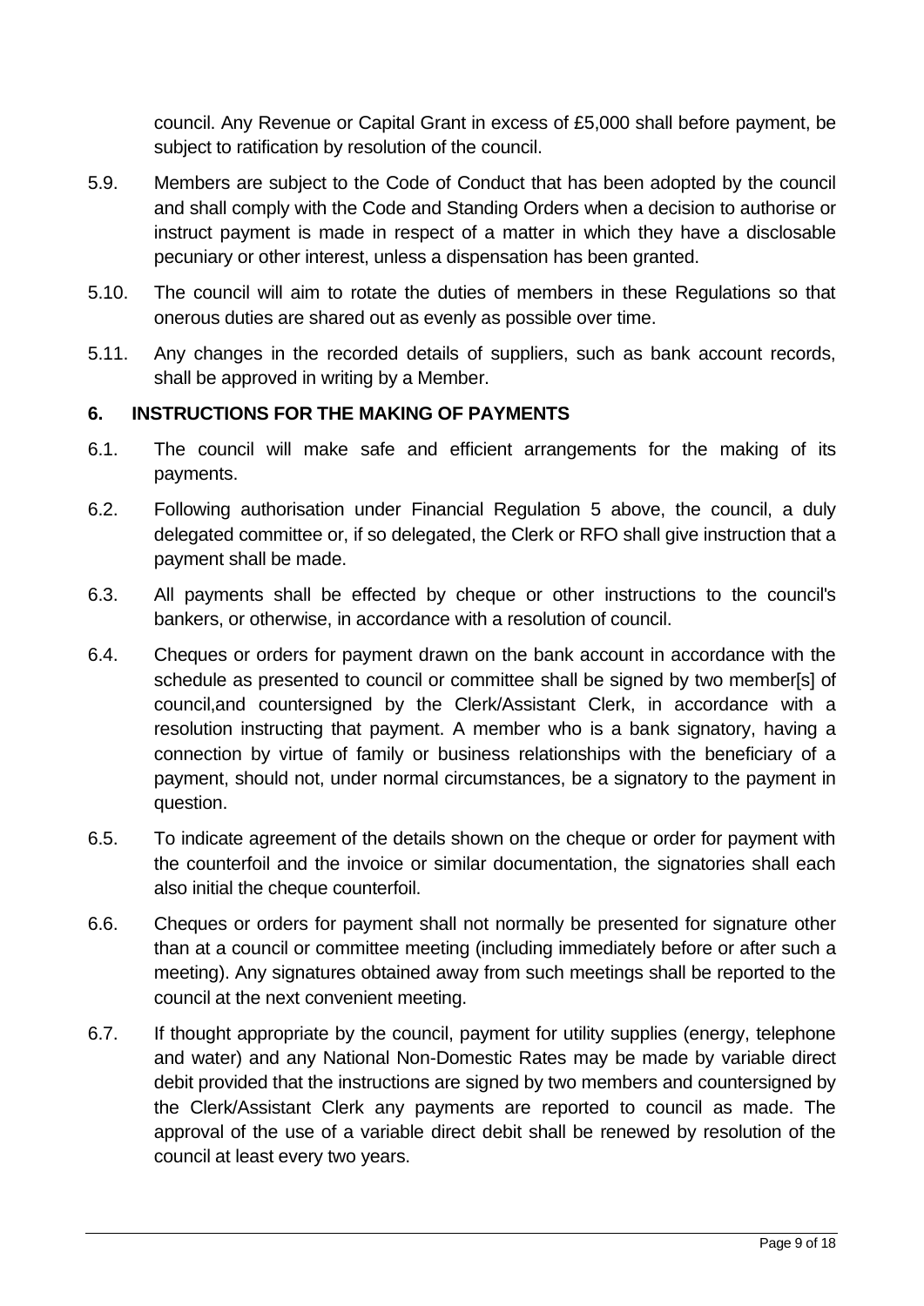council. Any Revenue or Capital Grant in excess of £5,000 shall before payment, be subject to ratification by resolution of the council.

5.9. Members are subject to the Code of Conduct that has been adopted by the council and shall comply with the Code and Standing Orders when a decision to authorise or instruct payment is made in respect of a matter in which they have a disclosable pecuniary or other interest, unless a dispensation has been granted.

5.10. The council will aim to rotate the duties of members in these Regulations so that onerous duties are shared out as evenly as possible over time.

5.11. Any changes in the recorded details of suppliers, such as bank account records, shall be approved in writing by a Member.

## 6. INSTRUCTIONS FOR THE MAKING OF PAYMENTS

6.1. The council will make safe and efficient arrangements for the making of its payments.

6.2. Following authorisation under Financial Regulation 5 above, the council, a duly delegated committee or, if so delegated, the Clerk or RFO shall give instruction that a payment shall be made.

6.3. All payments shall be effected by cheque or other instructions to the council's bankers, or otherwise, in accordance with a resolution of council.

6.4. Cheques or orders for payment drawn on the bank account in accordance with the schedule as presented to council or committee shall be signed by two member[s] of council,and countersigned by the Clerk/Assistant Clerk, in accordance with a resolution instructing that payment. A member who is a bank signatory, having a connection by virtue of family or business relationships with the beneficiary of a payment, should not, under normal circumstances, be a signatory to the payment in question.

6.5. To indicate agreement of the details shown on the cheque or order for payment with the counterfoil and the invoice or similar documentation, the signatories shall each also initial the cheque counterfoil.

6.6. Cheques or orders for payment shall not normally be presented for signature other than at a council or committee meeting (including immediately before or after such a meeting). Any signatures obtained away from such meetings shall be reported to the council at the next convenient meeting.

6.7. If thought appropriate by the council, payment for utility supplies (energy, telephone and water) and any National Non-Domestic Rates may be made by variable direct debit provided that the instructions are signed by two members and countersigned by the Clerk/Assistant Clerk any payments are reported to council as made. The approval of the use of a variable direct debit shall be renewed by resolution of the council at least every two years.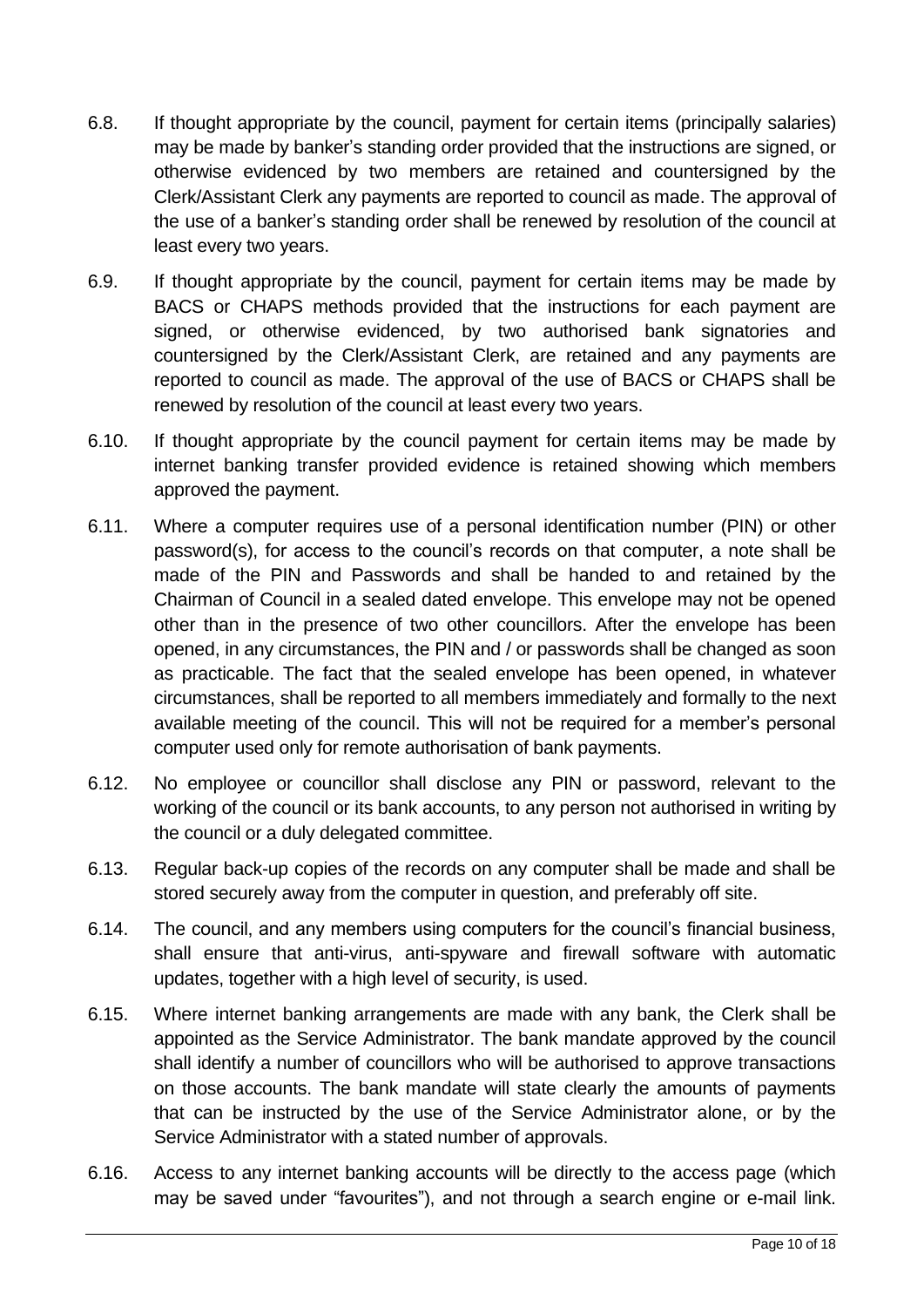6.8. If thought appropriate by the council, payment for certain items (principally salaries) may be made by banker's standing order provided that the instructions are signed, or otherwise evidenced by two members are retained and countersigned by the Clerk/Assistant Clerk any payments are reported to council as made. The approval of the use of a banker's standing order shall be renewed by resolution of the council at least every two years.

6.9. If thought appropriate by the council, payment for certain items may be made by BACS or CHAPS methods provided that the instructions for each payment are signed, or otherwise evidenced, by two authorised bank signatories and countersigned by the Clerk/Assistant Clerk, are retained and any payments are reported to council as made. The approval of the use of BACS or CHAPS shall be renewed by resolution of the council at least every two years.

6.10. If thought appropriate by the council payment for certain items may be made by internet banking transfer provided evidence is retained showing which members approved the payment.

6.11. Where a computer requires use of a personal identification number (PIN) or other password(s), for access to the council's records on that computer, a note shall be made of the PIN and Passwords and shall be handed to and retained by the Chairman of Council in a sealed dated envelope. This envelope may not be opened other than in the presence of two other councillors. After the envelope has been opened, in any circumstances, the PIN and / or passwords shall be changed as soon as practicable. The fact that the sealed envelope has been opened, in whatever circumstances, shall be reported to all members immediately and formally to the next available meeting of the council. This will not be required for a member's personal computer used only for remote authorisation of bank payments.

6.12. No employee or councillor shall disclose any PIN or password, relevant to the working of the council or its bank accounts, to any person not authorised in writing by the council or a duly delegated committee.

6.13. Regular back-up copies of the records on any computer shall be made and shall be stored securely away from the computer in question, and preferably off site.

6.14. The council, and any members using computers for the council's financial business, shall ensure that anti-virus, anti-spyware and firewall software with automatic updates, together with a high level of security, is used.

6.15. Where internet banking arrangements are made with any bank, the Clerk shall be appointed as the Service Administrator. The bank mandate approved by the council shall identify a number of councillors who will be authorised to approve transactions on those accounts. The bank mandate will state clearly the amounts of payments that can be instructed by the use of the Service Administrator alone, or by the Service Administrator with a stated number of approvals.

6.16. Access to any internet banking accounts will be directly to the access page (which may be saved under "favourites"), and not through a search engine or e-mail link.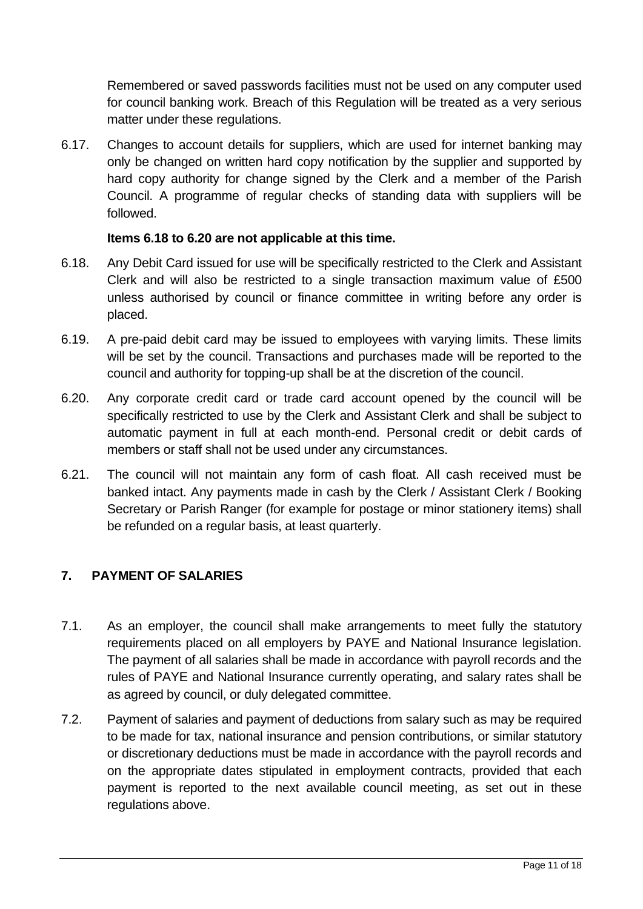Remembered or saved passwords facilities must not be used on any computer used for council banking work. Breach of this Regulation will be treated as a very serious matter under these regulations.

6.17. Changes to account details for suppliers, which are used for internet banking may only be changed on written hard copy notification by the supplier and supported by hard copy authority for change signed by the Clerk and a member of the Parish Council. A programme of regular checks of standing data with suppliers will be followed.

**Items 6.18 to 6.20 are not applicable at this time.**

6.18. Any Debit Card issued for use will be specifically restricted to the Clerk and Assistant Clerk and will also be restricted to a single transaction maximum value of £500 unless authorised by council or finance committee in writing before any order is placed.

6.19. A pre-paid debit card may be issued to employees with varying limits. These limits will be set by the council. Transactions and purchases made will be reported to the council and authority for topping-up shall be at the discretion of the council.

6.20. Any corporate credit card or trade card account opened by the council will be specifically restricted to use by the Clerk and Assistant Clerk and shall be subject to automatic payment in full at each month-end. Personal credit or debit cards of members or staff shall not be used under any circumstances.

6.21. The council will not maintain any form of cash float. All cash received must be banked intact. Any payments made in cash by the Clerk / Assistant Clerk / Booking Secretary or Parish Ranger (for example for postage or minor stationery items) shall be refunded on a regular basis, at least quarterly.

## 7. PAYMENT OF SALARIES

7.1. As an employer, the council shall make arrangements to meet fully the statutory requirements placed on all employers by PAYE and National Insurance legislation. The payment of all salaries shall be made in accordance with payroll records and the rules of PAYE and National Insurance currently operating, and salary rates shall be as agreed by council, or duly delegated committee.

7.2. Payment of salaries and payment of deductions from salary such as may be required to be made for tax, national insurance and pension contributions, or similar statutory or discretionary deductions must be made in accordance with the payroll records and on the appropriate dates stipulated in employment contracts, provided that each payment is reported to the next available council meeting, as set out in these regulations above.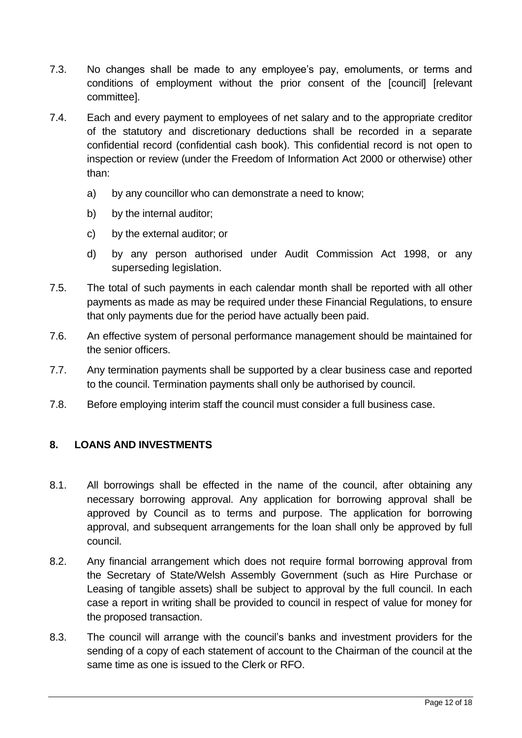7.3. No changes shall be made to any employee's pay, emoluments, or terms and conditions of employment without the prior consent of the [council] [relevant committee].

7.4. Each and every payment to employees of net salary and to the appropriate creditor of the statutory and discretionary deductions shall be recorded in a separate confidential record (confidential cash book). This confidential record is not open to inspection or review (under the Freedom of Information Act 2000 or otherwise) other than:

   a) by any councillor who can demonstrate a need to know;

   b) by the internal auditor;

   c) by the external auditor; or

   d) by any person authorised under Audit Commission Act 1998, or any superseding legislation.

7.5. The total of such payments in each calendar month shall be reported with all other payments as made as may be required under these Financial Regulations, to ensure that only payments due for the period have actually been paid.

7.6. An effective system of personal performance management should be maintained for the senior officers.

7.7. Any termination payments shall be supported by a clear business case and reported to the council. Termination payments shall only be authorised by council.

7.8. Before employing interim staff the council must consider a full business case.

## 8. LOANS AND INVESTMENTS

8.1. All borrowings shall be effected in the name of the council, after obtaining any necessary borrowing approval. Any application for borrowing approval shall be approved by Council as to terms and purpose. The application for borrowing approval, and subsequent arrangements for the loan shall only be approved by full council.

8.2. Any financial arrangement which does not require formal borrowing approval from the Secretary of State/Welsh Assembly Government (such as Hire Purchase or Leasing of tangible assets) shall be subject to approval by the full council. In each case a report in writing shall be provided to council in respect of value for money for the proposed transaction.

8.3. The council will arrange with the council's banks and investment providers for the sending of a copy of each statement of account to the Chairman of the council at the same time as one is issued to the Clerk or RFO.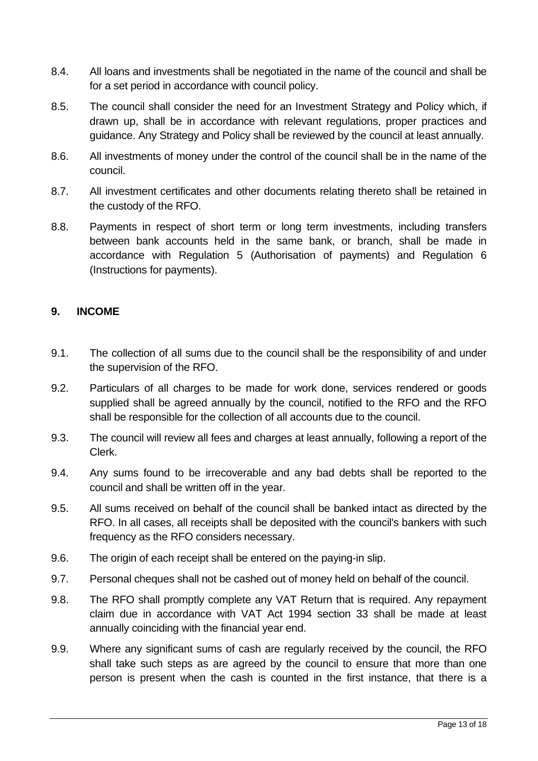8.4. All loans and investments shall be negotiated in the name of the council and shall be for a set period in accordance with council policy.

8.5. The council shall consider the need for an Investment Strategy and Policy which, if drawn up, shall be in accordance with relevant regulations, proper practices and guidance. Any Strategy and Policy shall be reviewed by the council at least annually.

8.6. All investments of money under the control of the council shall be in the name of the council.

8.7. All investment certificates and other documents relating thereto shall be retained in the custody of the RFO.

8.8. Payments in respect of short term or long term investments, including transfers between bank accounts held in the same bank, or branch, shall be made in accordance with Regulation 5 (Authorisation of payments) and Regulation 6 (Instructions for payments).

## 9. INCOME

9.1. The collection of all sums due to the council shall be the responsibility of and under the supervision of the RFO.

9.2. Particulars of all charges to be made for work done, services rendered or goods supplied shall be agreed annually by the council, notified to the RFO and the RFO shall be responsible for the collection of all accounts due to the council.

9.3. The council will review all fees and charges at least annually, following a report of the Clerk.

9.4. Any sums found to be irrecoverable and any bad debts shall be reported to the council and shall be written off in the year.

9.5. All sums received on behalf of the council shall be banked intact as directed by the RFO. In all cases, all receipts shall be deposited with the council's bankers with such frequency as the RFO considers necessary.

9.6. The origin of each receipt shall be entered on the paying-in slip.

9.7. Personal cheques shall not be cashed out of money held on behalf of the council.

9.8. The RFO shall promptly complete any VAT Return that is required. Any repayment claim due in accordance with VAT Act 1994 section 33 shall be made at least annually coinciding with the financial year end.

9.9. Where any significant sums of cash are regularly received by the council, the RFO shall take such steps as are agreed by the council to ensure that more than one person is present when the cash is counted in the first instance, that there is a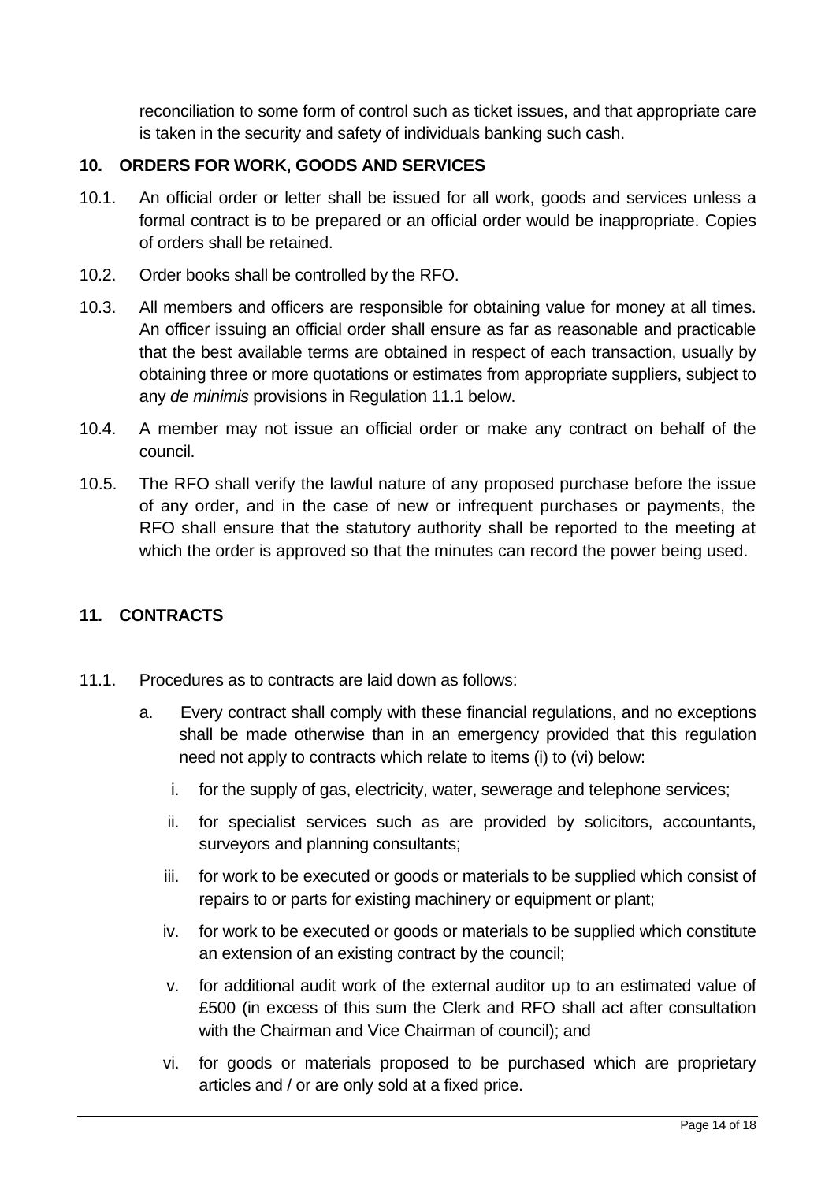reconciliation to some form of control such as ticket issues, and that appropriate care is taken in the security and safety of individuals banking such cash.

## 10. ORDERS FOR WORK, GOODS AND SERVICES

10.1. An official order or letter shall be issued for all work, goods and services unless a formal contract is to be prepared or an official order would be inappropriate. Copies of orders shall be retained.

10.2. Order books shall be controlled by the RFO.

10.3. All members and officers are responsible for obtaining value for money at all times. An officer issuing an official order shall ensure as far as reasonable and practicable that the best available terms are obtained in respect of each transaction, usually by obtaining three or more quotations or estimates from appropriate suppliers, subject to any *de minimis* provisions in Regulation 11.1 below.

10.4. A member may not issue an official order or make any contract on behalf of the council.

10.5. The RFO shall verify the lawful nature of any proposed purchase before the issue of any order, and in the case of new or infrequent purchases or payments, the RFO shall ensure that the statutory authority shall be reported to the meeting at which the order is approved so that the minutes can record the power being used.

## 11. CONTRACTS

11.1. Procedures as to contracts are laid down as follows:

a. Every contract shall comply with these financial regulations, and no exceptions shall be made otherwise than in an emergency provided that this regulation need not apply to contracts which relate to items (i) to (vi) below:

   i. for the supply of gas, electricity, water, sewerage and telephone services;

   ii. for specialist services such as are provided by solicitors, accountants, surveyors and planning consultants;

   iii. for work to be executed or goods or materials to be supplied which consist of repairs to or parts for existing machinery or equipment or plant;

   iv. for work to be executed or goods or materials to be supplied which constitute an extension of an existing contract by the council;

   v. for additional audit work of the external auditor up to an estimated value of £500 (in excess of this sum the Clerk and RFO shall act after consultation with the Chairman and Vice Chairman of council); and

   vi. for goods or materials proposed to be purchased which are proprietary articles and / or are only sold at a fixed price.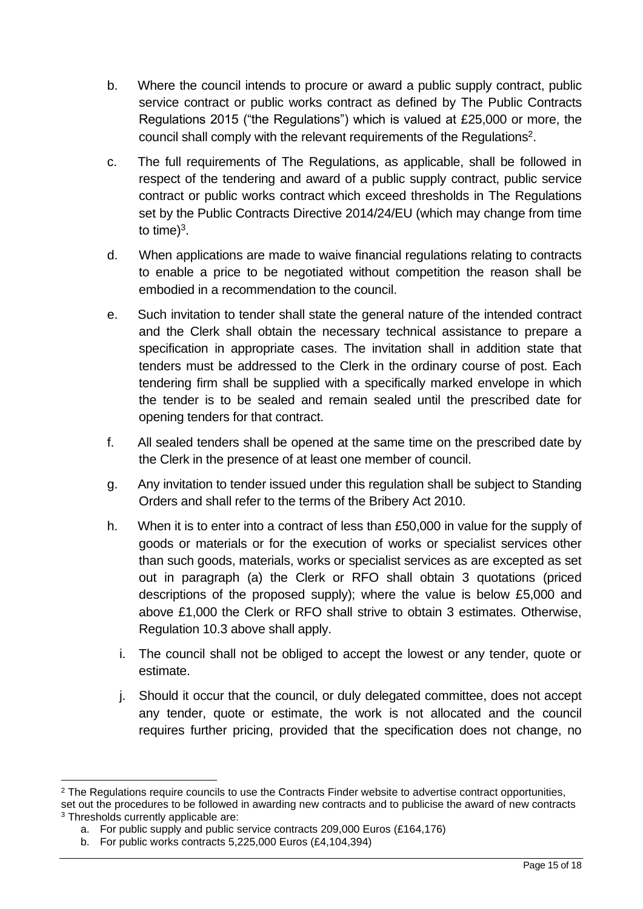b. Where the council intends to procure or award a public supply contract, public service contract or public works contract as defined by The Public Contracts Regulations 2015 ("the Regulations") which is valued at £25,000 or more, the council shall comply with the relevant requirements of the Regulations[2].

c. The full requirements of The Regulations, as applicable, shall be followed in respect of the tendering and award of a public supply contract, public service contract or public works contract which exceed thresholds in The Regulations set by the Public Contracts Directive 2014/24/EU (which may change from time to time)[3].

d. When applications are made to waive financial regulations relating to contracts to enable a price to be negotiated without competition the reason shall be embodied in a recommendation to the council.

e. Such invitation to tender shall state the general nature of the intended contract and the Clerk shall obtain the necessary technical assistance to prepare a specification in appropriate cases. The invitation shall in addition state that tenders must be addressed to the Clerk in the ordinary course of post. Each tendering firm shall be supplied with a specifically marked envelope in which the tender is to be sealed and remain sealed until the prescribed date for opening tenders for that contract.

f. All sealed tenders shall be opened at the same time on the prescribed date by the Clerk in the presence of at least one member of council.

g. Any invitation to tender issued under this regulation shall be subject to Standing Orders and shall refer to the terms of the Bribery Act 2010.

h. When it is to enter into a contract of less than £50,000 in value for the supply of goods or materials or for the execution of works or specialist services other than such goods, materials, works or specialist services as are excepted as set out in paragraph (a) the Clerk or RFO shall obtain 3 quotations (priced descriptions of the proposed supply); where the value is below £5,000 and above £1,000 the Clerk or RFO shall strive to obtain 3 estimates. Otherwise, Regulation 10.3 above shall apply.

i. The council shall not be obliged to accept the lowest or any tender, quote or estimate.

j. Should it occur that the council, or duly delegated committee, does not accept any tender, quote or estimate, the work is not allocated and the council requires further pricing, provided that the specification does not change, no

---

[2] The Regulations require councils to use the Contracts Finder website to advertise contract opportunities, set out the procedures to be followed in awarding new contracts and to publicise the award of new contracts

[3] Thresholds currently applicable are:

a. For public supply and public service contracts 209,000 Euros (£164,176)

b. For public works contracts 5,225,000 Euros (£4,104,394)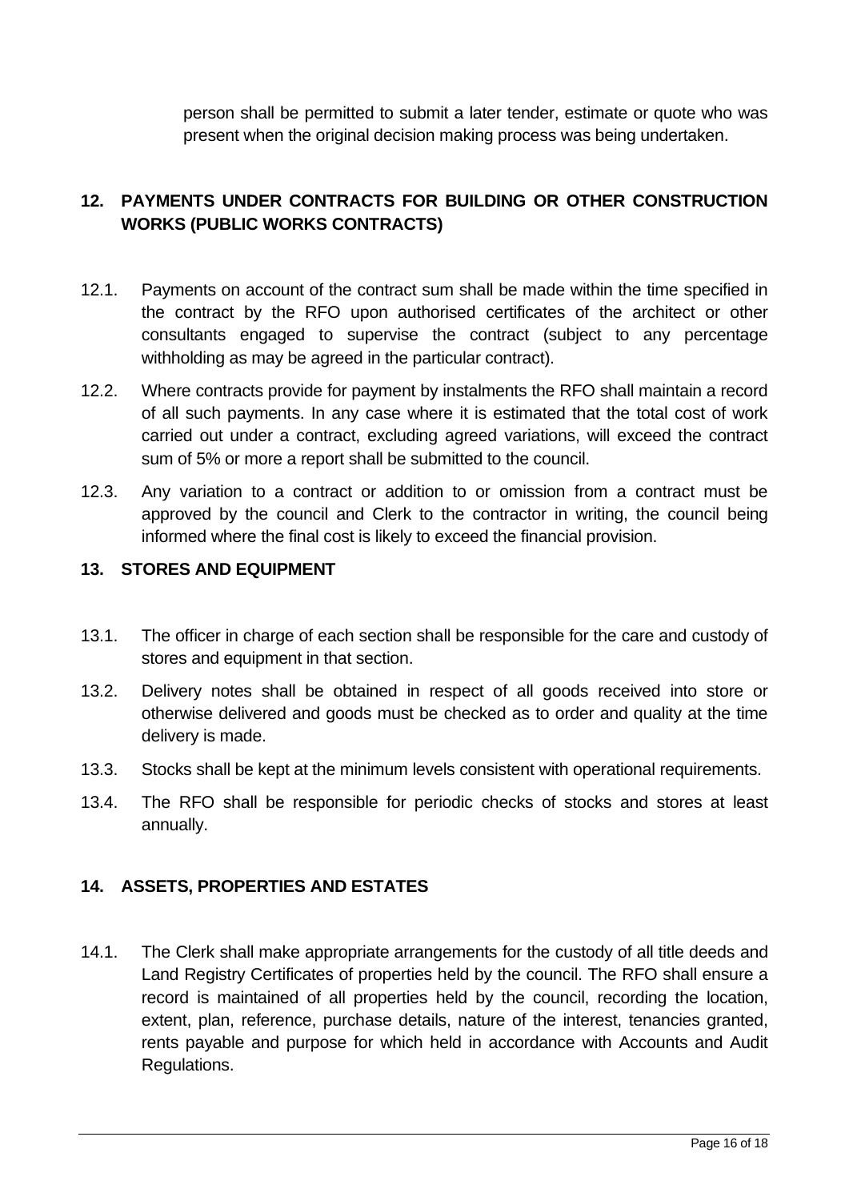person shall be permitted to submit a later tender, estimate or quote who was present when the original decision making process was being undertaken.

## 12. PAYMENTS UNDER CONTRACTS FOR BUILDING OR OTHER CONSTRUCTION WORKS (PUBLIC WORKS CONTRACTS)

12.1. Payments on account of the contract sum shall be made within the time specified in the contract by the RFO upon authorised certificates of the architect or other consultants engaged to supervise the contract (subject to any percentage withholding as may be agreed in the particular contract).

12.2. Where contracts provide for payment by instalments the RFO shall maintain a record of all such payments. In any case where it is estimated that the total cost of work carried out under a contract, excluding agreed variations, will exceed the contract sum of 5% or more a report shall be submitted to the council.

12.3. Any variation to a contract or addition to or omission from a contract must be approved by the council and Clerk to the contractor in writing, the council being informed where the final cost is likely to exceed the financial provision.

## 13. STORES AND EQUIPMENT

13.1. The officer in charge of each section shall be responsible for the care and custody of stores and equipment in that section.

13.2. Delivery notes shall be obtained in respect of all goods received into store or otherwise delivered and goods must be checked as to order and quality at the time delivery is made.

13.3. Stocks shall be kept at the minimum levels consistent with operational requirements.

13.4. The RFO shall be responsible for periodic checks of stocks and stores at least annually.

## 14. ASSETS, PROPERTIES AND ESTATES

14.1. The Clerk shall make appropriate arrangements for the custody of all title deeds and Land Registry Certificates of properties held by the council. The RFO shall ensure a record is maintained of all properties held by the council, recording the location, extent, plan, reference, purchase details, nature of the interest, tenancies granted, rents payable and purpose for which held in accordance with Accounts and Audit Regulations.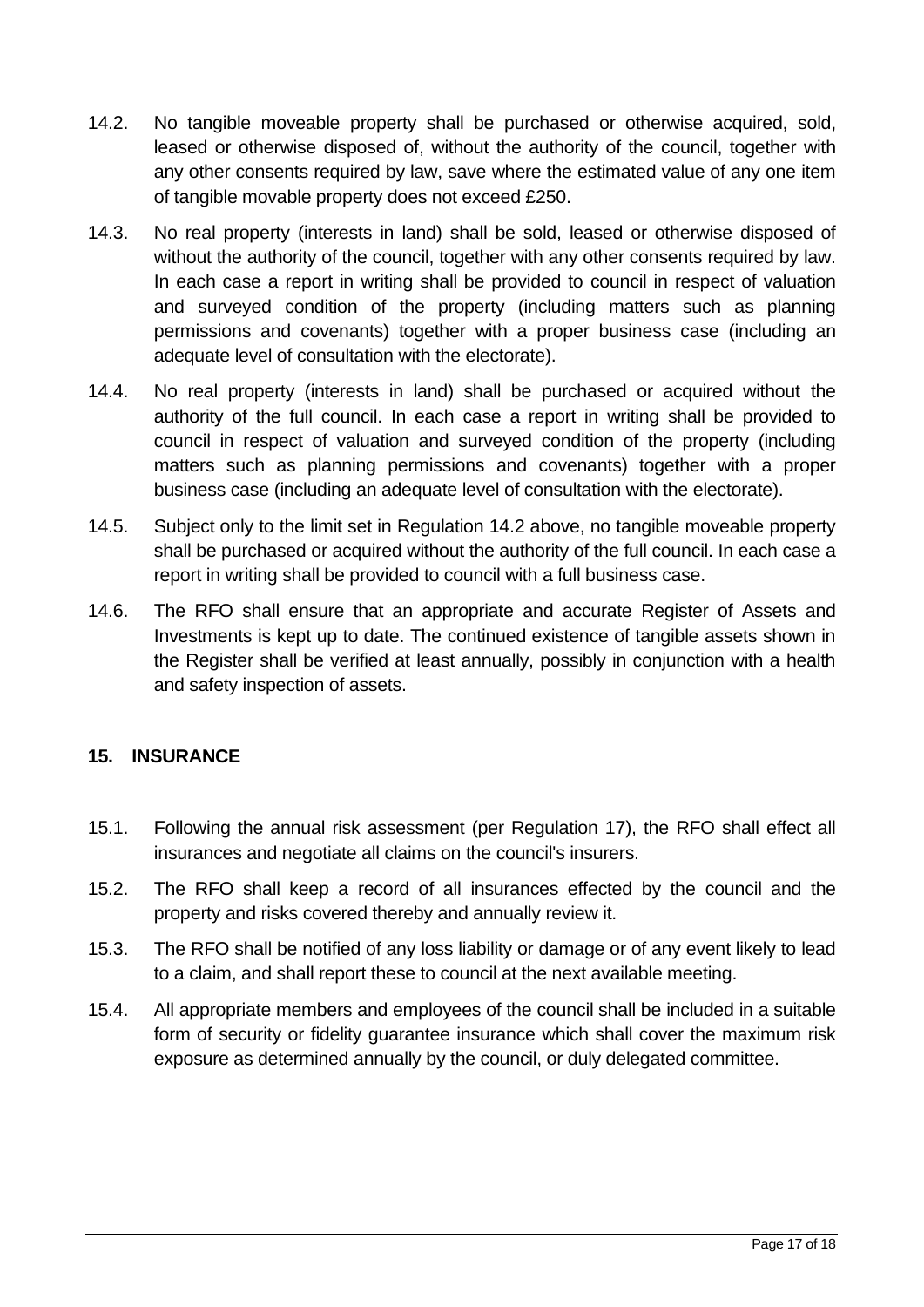14.2. No tangible moveable property shall be purchased or otherwise acquired, sold, leased or otherwise disposed of, without the authority of the council, together with any other consents required by law, save where the estimated value of any one item of tangible movable property does not exceed £250.

14.3. No real property (interests in land) shall be sold, leased or otherwise disposed of without the authority of the council, together with any other consents required by law. In each case a report in writing shall be provided to council in respect of valuation and surveyed condition of the property (including matters such as planning permissions and covenants) together with a proper business case (including an adequate level of consultation with the electorate).

14.4. No real property (interests in land) shall be purchased or acquired without the authority of the full council. In each case a report in writing shall be provided to council in respect of valuation and surveyed condition of the property (including matters such as planning permissions and covenants) together with a proper business case (including an adequate level of consultation with the electorate).

14.5. Subject only to the limit set in Regulation 14.2 above, no tangible moveable property shall be purchased or acquired without the authority of the full council. In each case a report in writing shall be provided to council with a full business case.

14.6. The RFO shall ensure that an appropriate and accurate Register of Assets and Investments is kept up to date. The continued existence of tangible assets shown in the Register shall be verified at least annually, possibly in conjunction with a health and safety inspection of assets.

## 15. INSURANCE

15.1. Following the annual risk assessment (per Regulation 17), the RFO shall effect all insurances and negotiate all claims on the council's insurers.

15.2. The RFO shall keep a record of all insurances effected by the council and the property and risks covered thereby and annually review it.

15.3. The RFO shall be notified of any loss liability or damage or of any event likely to lead to a claim, and shall report these to council at the next available meeting.

15.4. All appropriate members and employees of the council shall be included in a suitable form of security or fidelity guarantee insurance which shall cover the maximum risk exposure as determined annually by the council, or duly delegated committee.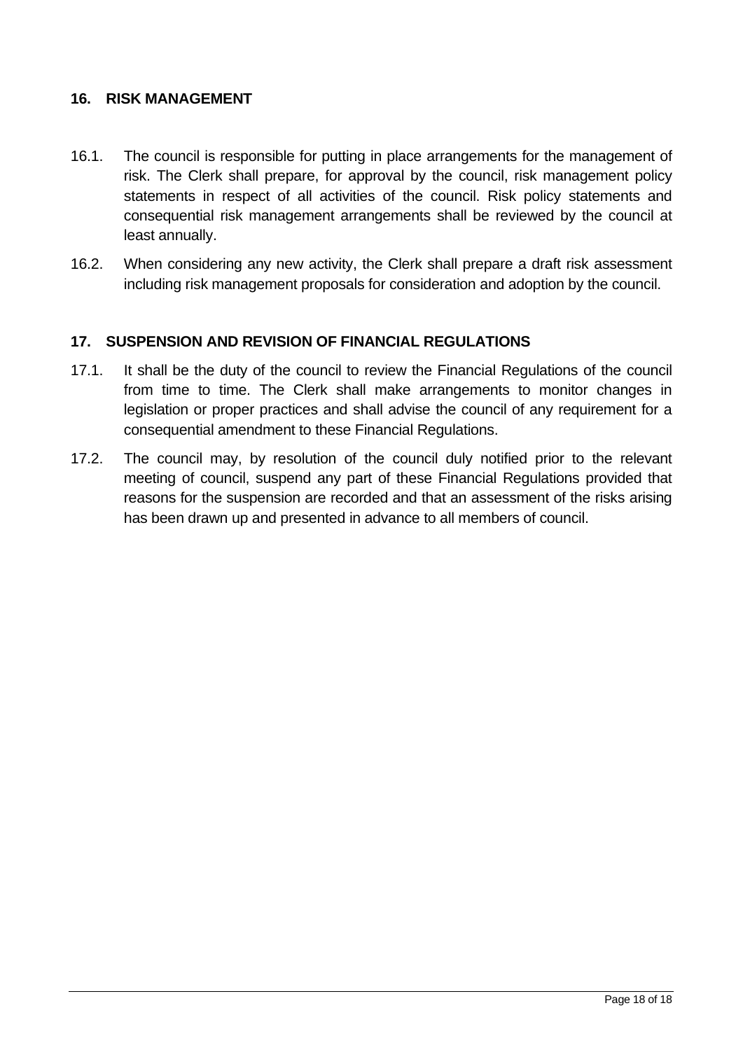## 16. RISK MANAGEMENT

16.1. The council is responsible for putting in place arrangements for the management of risk. The Clerk shall prepare, for approval by the council, risk management policy statements in respect of all activities of the council. Risk policy statements and consequential risk management arrangements shall be reviewed by the council at least annually.

16.2. When considering any new activity, the Clerk shall prepare a draft risk assessment including risk management proposals for consideration and adoption by the council.

## 17. SUSPENSION AND REVISION OF FINANCIAL REGULATIONS

17.1. It shall be the duty of the council to review the Financial Regulations of the council from time to time. The Clerk shall make arrangements to monitor changes in legislation or proper practices and shall advise the council of any requirement for a consequential amendment to these Financial Regulations.

17.2. The council may, by resolution of the council duly notified prior to the relevant meeting of council, suspend any part of these Financial Regulations provided that reasons for the suspension are recorded and that an assessment of the risks arising has been drawn up and presented in advance to all members of council.